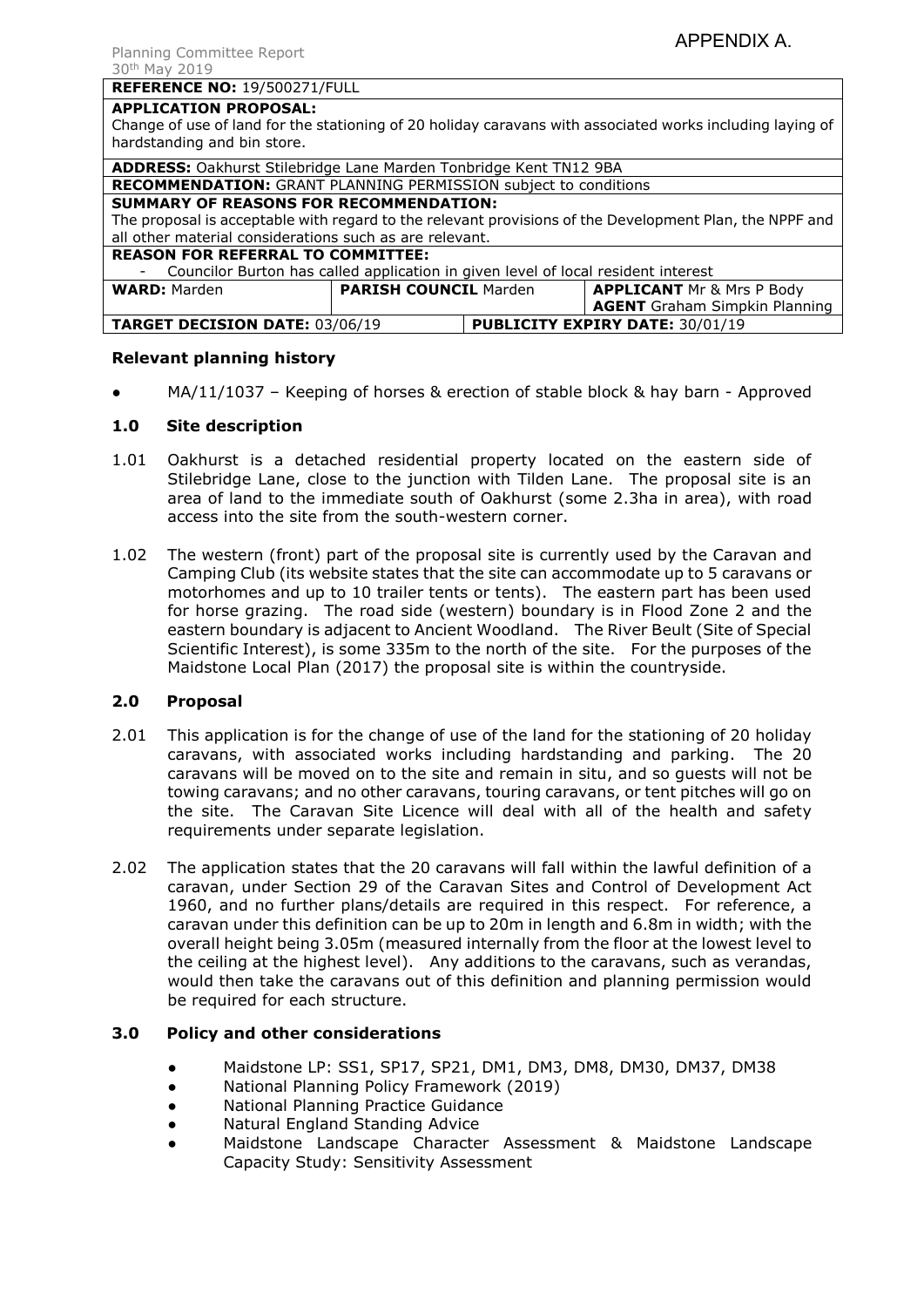APPENDIX A.

Planning Committee Report
30th May 2019

| **REFERENCE NO:** 19/500271/FULL | | |
|---|---|---|
| **APPLICATION PROPOSAL:** Change of use of land for the stationing of 20 holiday caravans with associated works including laying of hardstanding and bin store. | | |
| **ADDRESS:** Oakhurst Stilebridge Lane Marden Tonbridge Kent TN12 9BA | | |
| **RECOMMENDATION:** GRANT PLANNING PERMISSION subject to conditions | | |
| **SUMMARY OF REASONS FOR RECOMMENDATION:** The proposal is acceptable with regard to the relevant provisions of the Development Plan, the NPPF and all other material considerations such as are relevant. | | |
| **REASON FOR REFERRAL TO COMMITTEE:** - Councilor Burton has called application in given level of local resident interest | | |
| **WARD:** Marden | **PARISH COUNCIL** Marden | **APPLICANT** Mr & Mrs P Body **AGENT** Graham Simpkin Planning |
| **TARGET DECISION DATE:** 03/06/19 | **PUBLICITY EXPIRY DATE:** 30/01/19 | |

### Relevant planning history

- MA/11/1037 – Keeping of horses & erection of stable block & hay barn - Approved

### 1.0 Site description

1.01 Oakhurst is a detached residential property located on the eastern side of Stilebridge Lane, close to the junction with Tilden Lane. The proposal site is an area of land to the immediate south of Oakhurst (some 2.3ha in area), with road access into the site from the south-western corner.

1.02 The western (front) part of the proposal site is currently used by the Caravan and Camping Club (its website states that the site can accommodate up to 5 caravans or motorhomes and up to 10 trailer tents or tents). The eastern part has been used for horse grazing. The road side (western) boundary is in Flood Zone 2 and the eastern boundary is adjacent to Ancient Woodland. The River Beult (Site of Special Scientific Interest), is some 335m to the north of the site. For the purposes of the Maidstone Local Plan (2017) the proposal site is within the countryside.

### 2.0 Proposal

2.01 This application is for the change of use of the land for the stationing of 20 holiday caravans, with associated works including hardstanding and parking. The 20 caravans will be moved on to the site and remain in situ, and so guests will not be towing caravans; and no other caravans, touring caravans, or tent pitches will go on the site. The Caravan Site Licence will deal with all of the health and safety requirements under separate legislation.

2.02 The application states that the 20 caravans will fall within the lawful definition of a caravan, under Section 29 of the Caravan Sites and Control of Development Act 1960, and no further plans/details are required in this respect. For reference, a caravan under this definition can be up to 20m in length and 6.8m in width; with the overall height being 3.05m (measured internally from the floor at the lowest level to the ceiling at the highest level). Any additions to the caravans, such as verandas, would then take the caravans out of this definition and planning permission would be required for each structure.

### 3.0 Policy and other considerations

- Maidstone LP: SS1, SP17, SP21, DM1, DM3, DM8, DM30, DM37, DM38
- National Planning Policy Framework (2019)
- National Planning Practice Guidance
- Natural England Standing Advice
- Maidstone Landscape Character Assessment & Maidstone Landscape Capacity Study: Sensitivity Assessment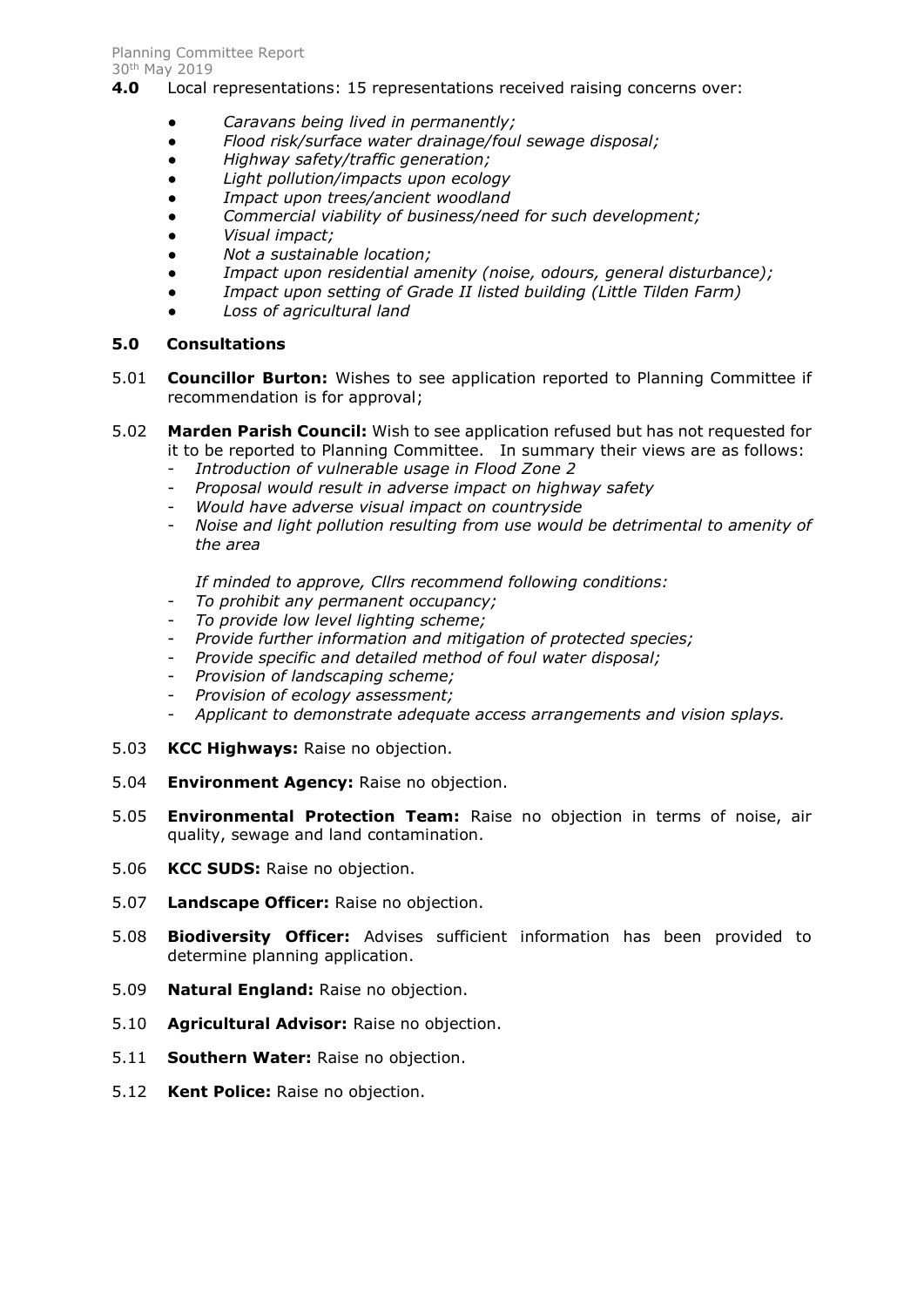**4.0** Local representations: 15 representations received raising concerns over:

- *Caravans being lived in permanently;*
- *Flood risk/surface water drainage/foul sewage disposal;*
- *Highway safety/traffic generation;*
- *Light pollution/impacts upon ecology*
- *Impact upon trees/ancient woodland*
- *Commercial viability of business/need for such development;*
- *Visual impact;*
- *Not a sustainable location;*
- *Impact upon residential amenity (noise, odours, general disturbance);*
- *Impact upon setting of Grade II listed building (Little Tilden Farm)*
- *Loss of agricultural land*

## 5.0 Consultations

5.01 **Councillor Burton:** Wishes to see application reported to Planning Committee if recommendation is for approval;

5.02 **Marden Parish Council:** Wish to see application refused but has not requested for it to be reported to Planning Committee. In summary their views are as follows:

- *Introduction of vulnerable usage in Flood Zone 2*
- *Proposal would result in adverse impact on highway safety*
- *Would have adverse visual impact on countryside*
- *Noise and light pollution resulting from use would be detrimental to amenity of the area*

*If minded to approve, Cllrs recommend following conditions:*

- *To prohibit any permanent occupancy;*
- *To provide low level lighting scheme;*
- *Provide further information and mitigation of protected species;*
- *Provide specific and detailed method of foul water disposal;*
- *Provision of landscaping scheme;*
- *Provision of ecology assessment;*
- *Applicant to demonstrate adequate access arrangements and vision splays.*

5.03 **KCC Highways:** Raise no objection.

5.04 **Environment Agency:** Raise no objection.

5.05 **Environmental Protection Team:** Raise no objection in terms of noise, air quality, sewage and land contamination.

5.06 **KCC SUDS:** Raise no objection.

5.07 **Landscape Officer:** Raise no objection.

5.08 **Biodiversity Officer:** Advises sufficient information has been provided to determine planning application.

5.09 **Natural England:** Raise no objection.

5.10 **Agricultural Advisor:** Raise no objection.

5.11 **Southern Water:** Raise no objection.

5.12 **Kent Police:** Raise no objection.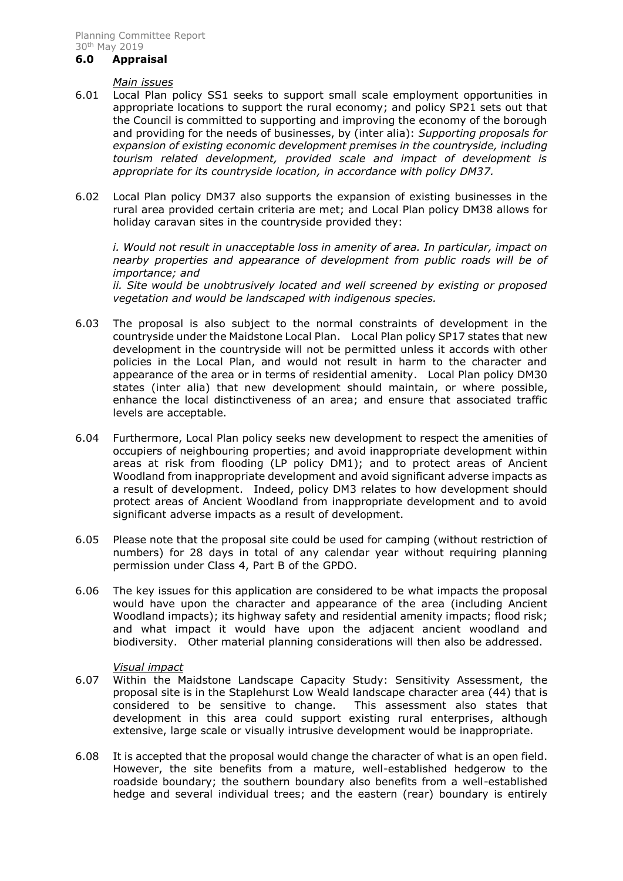## 6.0 Appraisal

*Main issues*

6.01 Local Plan policy SS1 seeks to support small scale employment opportunities in appropriate locations to support the rural economy; and policy SP21 sets out that the Council is committed to supporting and improving the economy of the borough and providing for the needs of businesses, by (inter alia): *Supporting proposals for expansion of existing economic development premises in the countryside, including tourism related development, provided scale and impact of development is appropriate for its countryside location, in accordance with policy DM37.*

6.02 Local Plan policy DM37 also supports the expansion of existing businesses in the rural area provided certain criteria are met; and Local Plan policy DM38 allows for holiday caravan sites in the countryside provided they:

*i. Would not result in unacceptable loss in amenity of area. In particular, impact on nearby properties and appearance of development from public roads will be of importance; and*
*ii. Site would be unobtrusively located and well screened by existing or proposed vegetation and would be landscaped with indigenous species.*

6.03 The proposal is also subject to the normal constraints of development in the countryside under the Maidstone Local Plan. Local Plan policy SP17 states that new development in the countryside will not be permitted unless it accords with other policies in the Local Plan, and would not result in harm to the character and appearance of the area or in terms of residential amenity. Local Plan policy DM30 states (inter alia) that new development should maintain, or where possible, enhance the local distinctiveness of an area; and ensure that associated traffic levels are acceptable.

6.04 Furthermore, Local Plan policy seeks new development to respect the amenities of occupiers of neighbouring properties; and avoid inappropriate development within areas at risk from flooding (LP policy DM1); and to protect areas of Ancient Woodland from inappropriate development and avoid significant adverse impacts as a result of development. Indeed, policy DM3 relates to how development should protect areas of Ancient Woodland from inappropriate development and to avoid significant adverse impacts as a result of development.

6.05 Please note that the proposal site could be used for camping (without restriction of numbers) for 28 days in total of any calendar year without requiring planning permission under Class 4, Part B of the GPDO.

6.06 The key issues for this application are considered to be what impacts the proposal would have upon the character and appearance of the area (including Ancient Woodland impacts); its highway safety and residential amenity impacts; flood risk; and what impact it would have upon the adjacent ancient woodland and biodiversity. Other material planning considerations will then also be addressed.

*Visual impact*

6.07 Within the Maidstone Landscape Capacity Study: Sensitivity Assessment, the proposal site is in the Staplehurst Low Weald landscape character area (44) that is considered to be sensitive to change. This assessment also states that development in this area could support existing rural enterprises, although extensive, large scale or visually intrusive development would be inappropriate.

6.08 It is accepted that the proposal would change the character of what is an open field. However, the site benefits from a mature, well-established hedgerow to the roadside boundary; the southern boundary also benefits from a well-established hedge and several individual trees; and the eastern (rear) boundary is entirely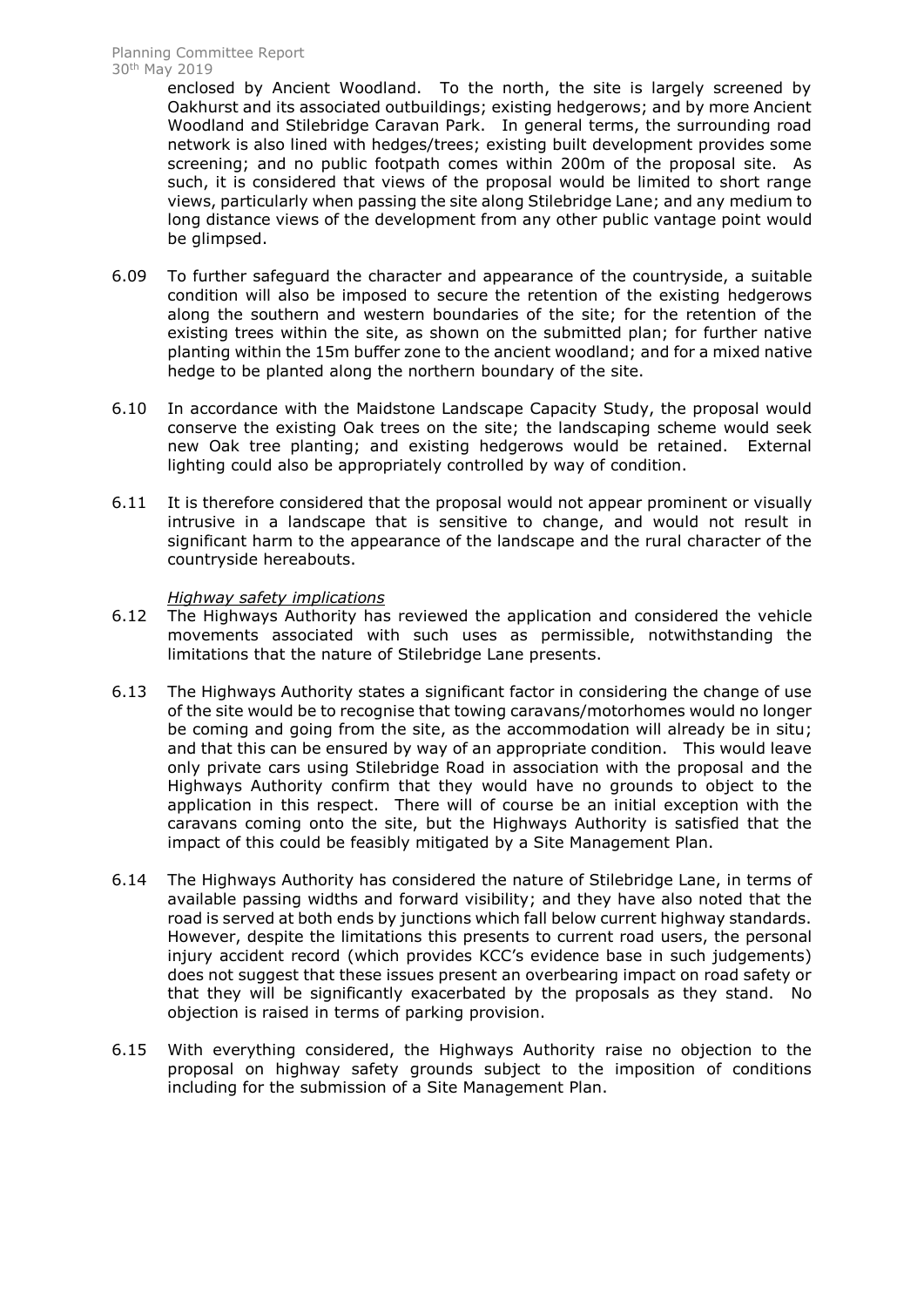enclosed by Ancient Woodland. To the north, the site is largely screened by Oakhurst and its associated outbuildings; existing hedgerows; and by more Ancient Woodland and Stilebridge Caravan Park. In general terms, the surrounding road network is also lined with hedges/trees; existing built development provides some screening; and no public footpath comes within 200m of the proposal site. As such, it is considered that views of the proposal would be limited to short range views, particularly when passing the site along Stilebridge Lane; and any medium to long distance views of the development from any other public vantage point would be glimpsed.

6.09 To further safeguard the character and appearance of the countryside, a suitable condition will also be imposed to secure the retention of the existing hedgerows along the southern and western boundaries of the site; for the retention of the existing trees within the site, as shown on the submitted plan; for further native planting within the 15m buffer zone to the ancient woodland; and for a mixed native hedge to be planted along the northern boundary of the site.

6.10 In accordance with the Maidstone Landscape Capacity Study, the proposal would conserve the existing Oak trees on the site; the landscaping scheme would seek new Oak tree planting; and existing hedgerows would be retained. External lighting could also be appropriately controlled by way of condition.

6.11 It is therefore considered that the proposal would not appear prominent or visually intrusive in a landscape that is sensitive to change, and would not result in significant harm to the appearance of the landscape and the rural character of the countryside hereabouts.

*Highway safety implications*

6.12 The Highways Authority has reviewed the application and considered the vehicle movements associated with such uses as permissible, notwithstanding the limitations that the nature of Stilebridge Lane presents.

6.13 The Highways Authority states a significant factor in considering the change of use of the site would be to recognise that towing caravans/motorhomes would no longer be coming and going from the site, as the accommodation will already be in situ; and that this can be ensured by way of an appropriate condition. This would leave only private cars using Stilebridge Road in association with the proposal and the Highways Authority confirm that they would have no grounds to object to the application in this respect. There will of course be an initial exception with the caravans coming onto the site, but the Highways Authority is satisfied that the impact of this could be feasibly mitigated by a Site Management Plan.

6.14 The Highways Authority has considered the nature of Stilebridge Lane, in terms of available passing widths and forward visibility; and they have also noted that the road is served at both ends by junctions which fall below current highway standards. However, despite the limitations this presents to current road users, the personal injury accident record (which provides KCC's evidence base in such judgements) does not suggest that these issues present an overbearing impact on road safety or that they will be significantly exacerbated by the proposals as they stand. No objection is raised in terms of parking provision.

6.15 With everything considered, the Highways Authority raise no objection to the proposal on highway safety grounds subject to the imposition of conditions including for the submission of a Site Management Plan.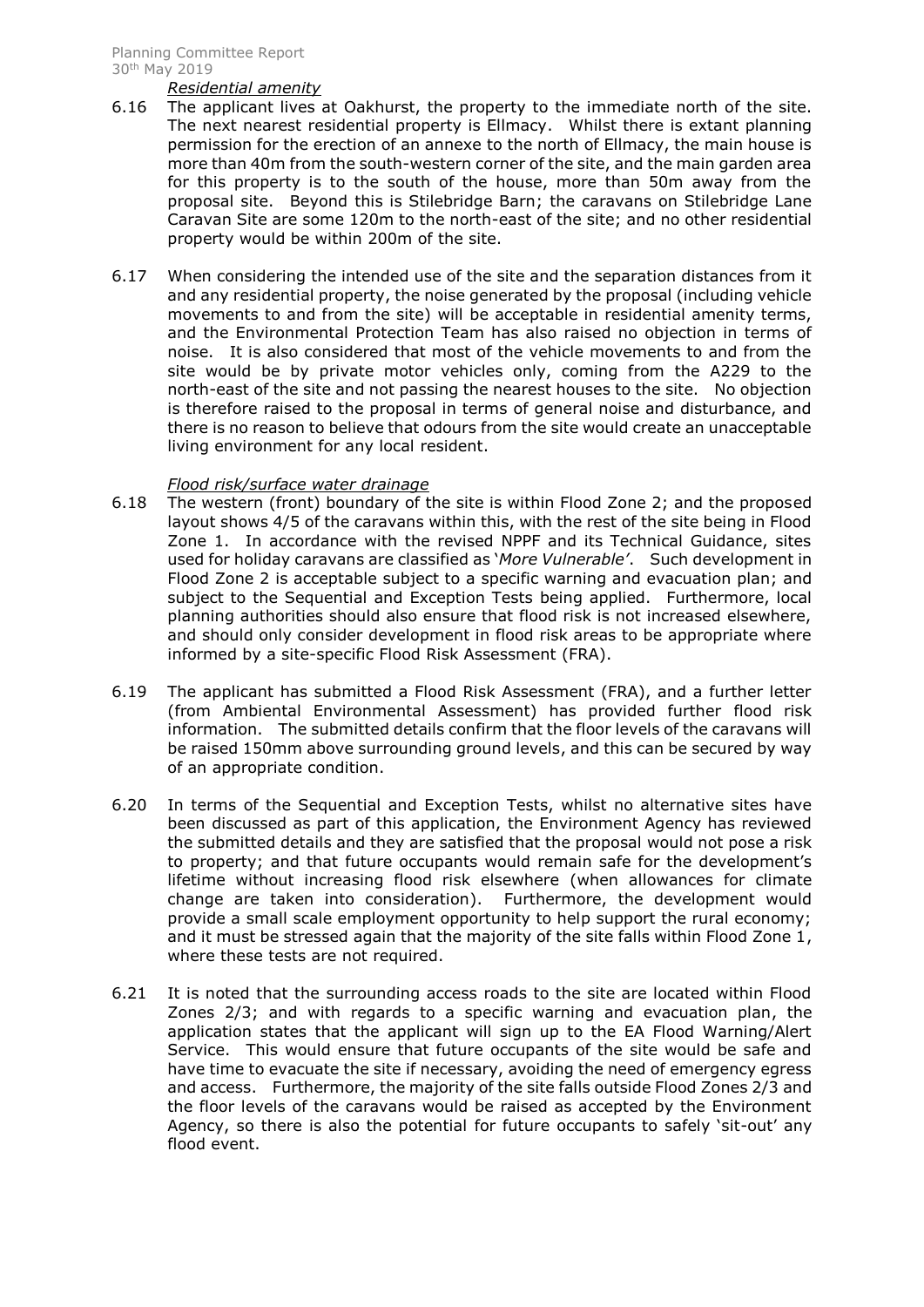*Residential amenity*

6.16 The applicant lives at Oakhurst, the property to the immediate north of the site. The next nearest residential property is Ellmacy. Whilst there is extant planning permission for the erection of an annexe to the north of Ellmacy, the main house is more than 40m from the south-western corner of the site, and the main garden area for this property is to the south of the house, more than 50m away from the proposal site. Beyond this is Stilebridge Barn; the caravans on Stilebridge Lane Caravan Site are some 120m to the north-east of the site; and no other residential property would be within 200m of the site.

6.17 When considering the intended use of the site and the separation distances from it and any residential property, the noise generated by the proposal (including vehicle movements to and from the site) will be acceptable in residential amenity terms, and the Environmental Protection Team has also raised no objection in terms of noise. It is also considered that most of the vehicle movements to and from the site would be by private motor vehicles only, coming from the A229 to the north-east of the site and not passing the nearest houses to the site. No objection is therefore raised to the proposal in terms of general noise and disturbance, and there is no reason to believe that odours from the site would create an unacceptable living environment for any local resident.

*Flood risk/surface water drainage*

6.18 The western (front) boundary of the site is within Flood Zone 2; and the proposed layout shows 4/5 of the caravans within this, with the rest of the site being in Flood Zone 1. In accordance with the revised NPPF and its Technical Guidance, sites used for holiday caravans are classified as '*More Vulnerable'*. Such development in Flood Zone 2 is acceptable subject to a specific warning and evacuation plan; and subject to the Sequential and Exception Tests being applied. Furthermore, local planning authorities should also ensure that flood risk is not increased elsewhere, and should only consider development in flood risk areas to be appropriate where informed by a site-specific Flood Risk Assessment (FRA).

6.19 The applicant has submitted a Flood Risk Assessment (FRA), and a further letter (from Ambiental Environmental Assessment) has provided further flood risk information. The submitted details confirm that the floor levels of the caravans will be raised 150mm above surrounding ground levels, and this can be secured by way of an appropriate condition.

6.20 In terms of the Sequential and Exception Tests, whilst no alternative sites have been discussed as part of this application, the Environment Agency has reviewed the submitted details and they are satisfied that the proposal would not pose a risk to property; and that future occupants would remain safe for the development's lifetime without increasing flood risk elsewhere (when allowances for climate change are taken into consideration). Furthermore, the development would provide a small scale employment opportunity to help support the rural economy; and it must be stressed again that the majority of the site falls within Flood Zone 1, where these tests are not required.

6.21 It is noted that the surrounding access roads to the site are located within Flood Zones 2/3; and with regards to a specific warning and evacuation plan, the application states that the applicant will sign up to the EA Flood Warning/Alert Service. This would ensure that future occupants of the site would be safe and have time to evacuate the site if necessary, avoiding the need of emergency egress and access. Furthermore, the majority of the site falls outside Flood Zones 2/3 and the floor levels of the caravans would be raised as accepted by the Environment Agency, so there is also the potential for future occupants to safely 'sit-out' any flood event.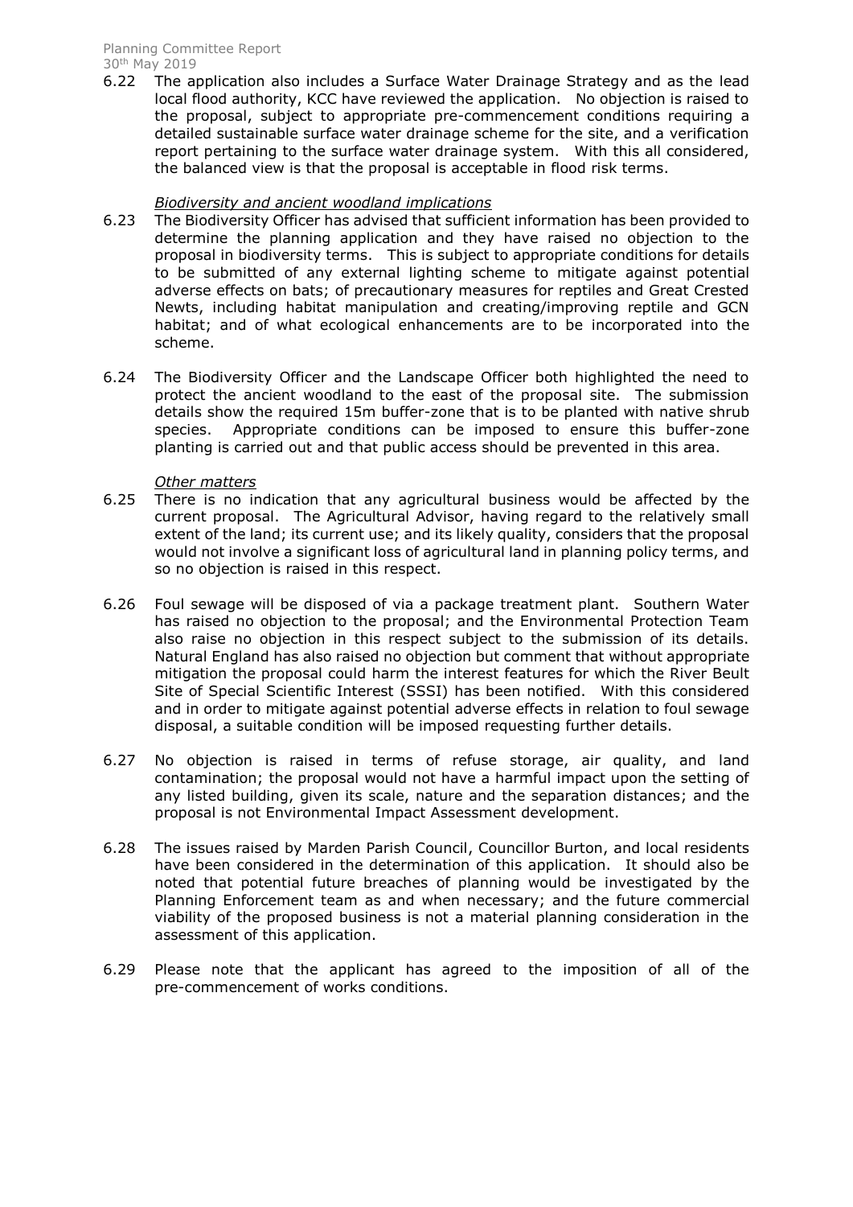6.22 The application also includes a Surface Water Drainage Strategy and as the lead local flood authority, KCC have reviewed the application. No objection is raised to the proposal, subject to appropriate pre-commencement conditions requiring a detailed sustainable surface water drainage scheme for the site, and a verification report pertaining to the surface water drainage system. With this all considered, the balanced view is that the proposal is acceptable in flood risk terms.

*Biodiversity and ancient woodland implications*

6.23 The Biodiversity Officer has advised that sufficient information has been provided to determine the planning application and they have raised no objection to the proposal in biodiversity terms. This is subject to appropriate conditions for details to be submitted of any external lighting scheme to mitigate against potential adverse effects on bats; of precautionary measures for reptiles and Great Crested Newts, including habitat manipulation and creating/improving reptile and GCN habitat; and of what ecological enhancements are to be incorporated into the scheme.

6.24 The Biodiversity Officer and the Landscape Officer both highlighted the need to protect the ancient woodland to the east of the proposal site. The submission details show the required 15m buffer-zone that is to be planted with native shrub species. Appropriate conditions can be imposed to ensure this buffer-zone planting is carried out and that public access should be prevented in this area.

*Other matters*

6.25 There is no indication that any agricultural business would be affected by the current proposal. The Agricultural Advisor, having regard to the relatively small extent of the land; its current use; and its likely quality, considers that the proposal would not involve a significant loss of agricultural land in planning policy terms, and so no objection is raised in this respect.

6.26 Foul sewage will be disposed of via a package treatment plant. Southern Water has raised no objection to the proposal; and the Environmental Protection Team also raise no objection in this respect subject to the submission of its details. Natural England has also raised no objection but comment that without appropriate mitigation the proposal could harm the interest features for which the River Beult Site of Special Scientific Interest (SSSI) has been notified. With this considered and in order to mitigate against potential adverse effects in relation to foul sewage disposal, a suitable condition will be imposed requesting further details.

6.27 No objection is raised in terms of refuse storage, air quality, and land contamination; the proposal would not have a harmful impact upon the setting of any listed building, given its scale, nature and the separation distances; and the proposal is not Environmental Impact Assessment development.

6.28 The issues raised by Marden Parish Council, Councillor Burton, and local residents have been considered in the determination of this application. It should also be noted that potential future breaches of planning would be investigated by the Planning Enforcement team as and when necessary; and the future commercial viability of the proposed business is not a material planning consideration in the assessment of this application.

6.29 Please note that the applicant has agreed to the imposition of all of the pre-commencement of works conditions.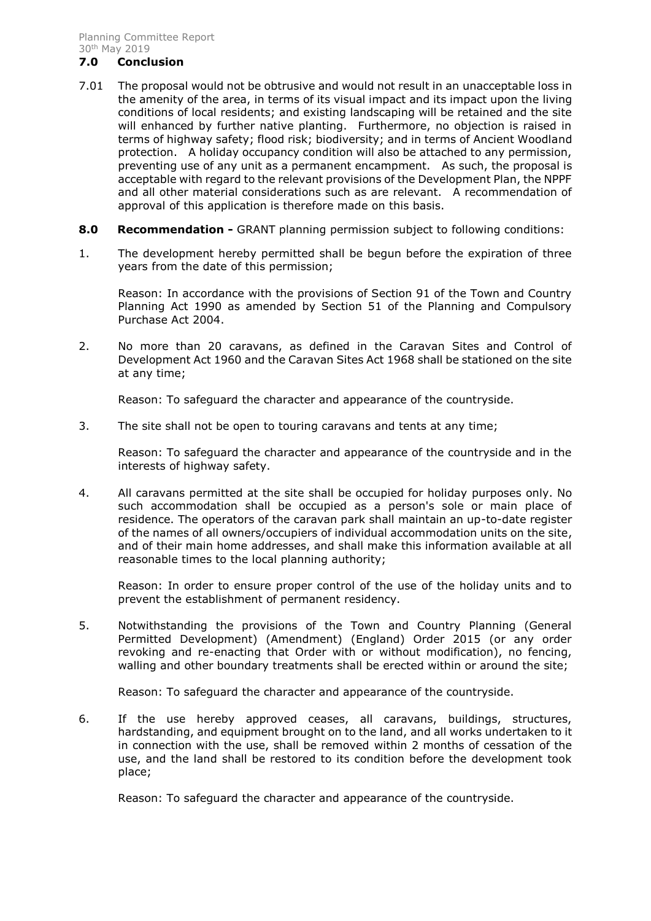## 7.0 Conclusion

7.01 The proposal would not be obtrusive and would not result in an unacceptable loss in the amenity of the area, in terms of its visual impact and its impact upon the living conditions of local residents; and existing landscaping will be retained and the site will enhanced by further native planting. Furthermore, no objection is raised in terms of highway safety; flood risk; biodiversity; and in terms of Ancient Woodland protection. A holiday occupancy condition will also be attached to any permission, preventing use of any unit as a permanent encampment. As such, the proposal is acceptable with regard to the relevant provisions of the Development Plan, the NPPF and all other material considerations such as are relevant. A recommendation of approval of this application is therefore made on this basis.

**8.0 Recommendation -** GRANT planning permission subject to following conditions:

1. The development hereby permitted shall be begun before the expiration of three years from the date of this permission;

   Reason: In accordance with the provisions of Section 91 of the Town and Country Planning Act 1990 as amended by Section 51 of the Planning and Compulsory Purchase Act 2004.

2. No more than 20 caravans, as defined in the Caravan Sites and Control of Development Act 1960 and the Caravan Sites Act 1968 shall be stationed on the site at any time;

   Reason: To safeguard the character and appearance of the countryside.

3. The site shall not be open to touring caravans and tents at any time;

   Reason: To safeguard the character and appearance of the countryside and in the interests of highway safety.

4. All caravans permitted at the site shall be occupied for holiday purposes only. No such accommodation shall be occupied as a person's sole or main place of residence. The operators of the caravan park shall maintain an up-to-date register of the names of all owners/occupiers of individual accommodation units on the site, and of their main home addresses, and shall make this information available at all reasonable times to the local planning authority;

   Reason: In order to ensure proper control of the use of the holiday units and to prevent the establishment of permanent residency.

5. Notwithstanding the provisions of the Town and Country Planning (General Permitted Development) (Amendment) (England) Order 2015 (or any order revoking and re-enacting that Order with or without modification), no fencing, walling and other boundary treatments shall be erected within or around the site;

   Reason: To safeguard the character and appearance of the countryside.

6. If the use hereby approved ceases, all caravans, buildings, structures, hardstanding, and equipment brought on to the land, and all works undertaken to it in connection with the use, shall be removed within 2 months of cessation of the use, and the land shall be restored to its condition before the development took place;

   Reason: To safeguard the character and appearance of the countryside.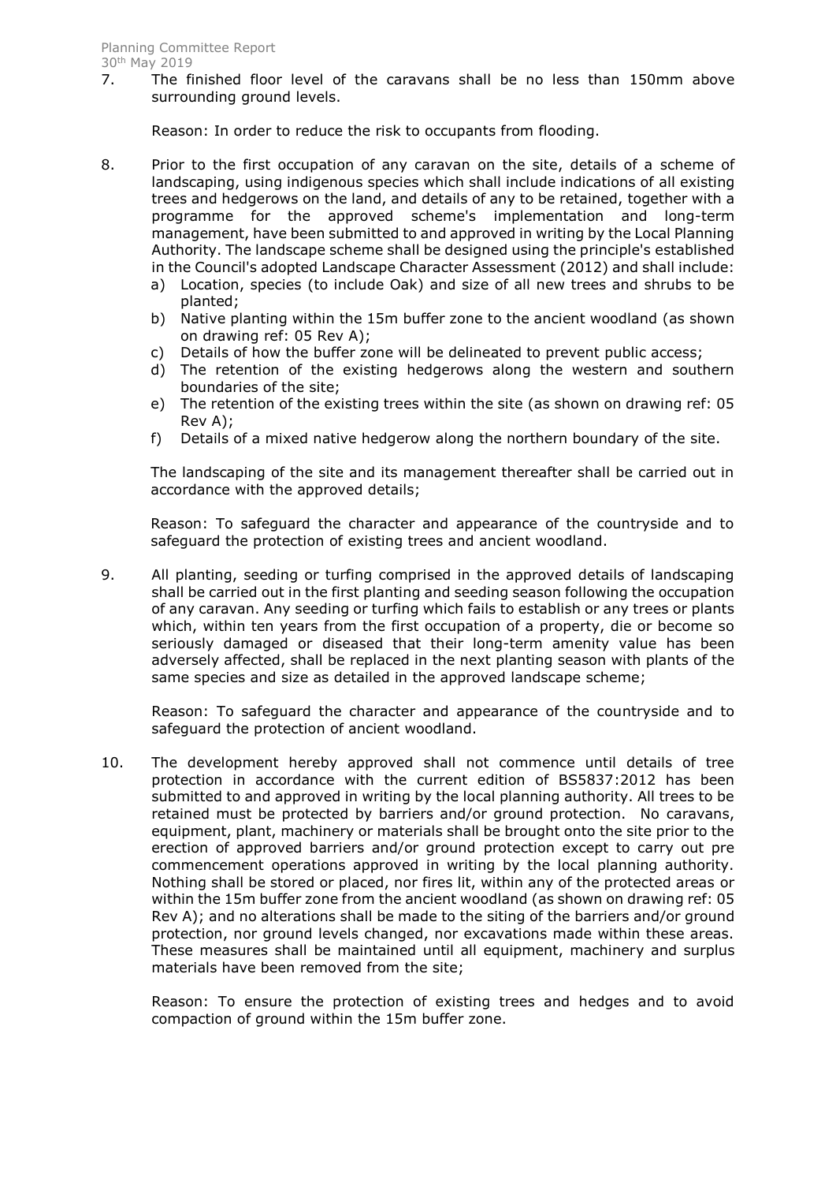7. The finished floor level of the caravans shall be no less than 150mm above surrounding ground levels.

   Reason: In order to reduce the risk to occupants from flooding.

8. Prior to the first occupation of any caravan on the site, details of a scheme of landscaping, using indigenous species which shall include indications of all existing trees and hedgerows on the land, and details of any to be retained, together with a programme for the approved scheme's implementation and long-term management, have been submitted to and approved in writing by the Local Planning Authority. The landscape scheme shall be designed using the principle's established in the Council's adopted Landscape Character Assessment (2012) and shall include:
   a) Location, species (to include Oak) and size of all new trees and shrubs to be planted;
   b) Native planting within the 15m buffer zone to the ancient woodland (as shown on drawing ref: 05 Rev A);
   c) Details of how the buffer zone will be delineated to prevent public access;
   d) The retention of the existing hedgerows along the western and southern boundaries of the site;
   e) The retention of the existing trees within the site (as shown on drawing ref: 05 Rev A);
   f) Details of a mixed native hedgerow along the northern boundary of the site.

   The landscaping of the site and its management thereafter shall be carried out in accordance with the approved details;

   Reason: To safeguard the character and appearance of the countryside and to safeguard the protection of existing trees and ancient woodland.

9. All planting, seeding or turfing comprised in the approved details of landscaping shall be carried out in the first planting and seeding season following the occupation of any caravan. Any seeding or turfing which fails to establish or any trees or plants which, within ten years from the first occupation of a property, die or become so seriously damaged or diseased that their long-term amenity value has been adversely affected, shall be replaced in the next planting season with plants of the same species and size as detailed in the approved landscape scheme;

   Reason: To safeguard the character and appearance of the countryside and to safeguard the protection of ancient woodland.

10. The development hereby approved shall not commence until details of tree protection in accordance with the current edition of BS5837:2012 has been submitted to and approved in writing by the local planning authority. All trees to be retained must be protected by barriers and/or ground protection. No caravans, equipment, plant, machinery or materials shall be brought onto the site prior to the erection of approved barriers and/or ground protection except to carry out pre commencement operations approved in writing by the local planning authority. Nothing shall be stored or placed, nor fires lit, within any of the protected areas or within the 15m buffer zone from the ancient woodland (as shown on drawing ref: 05 Rev A); and no alterations shall be made to the siting of the barriers and/or ground protection, nor ground levels changed, nor excavations made within these areas. These measures shall be maintained until all equipment, machinery and surplus materials have been removed from the site;

    Reason: To ensure the protection of existing trees and hedges and to avoid compaction of ground within the 15m buffer zone.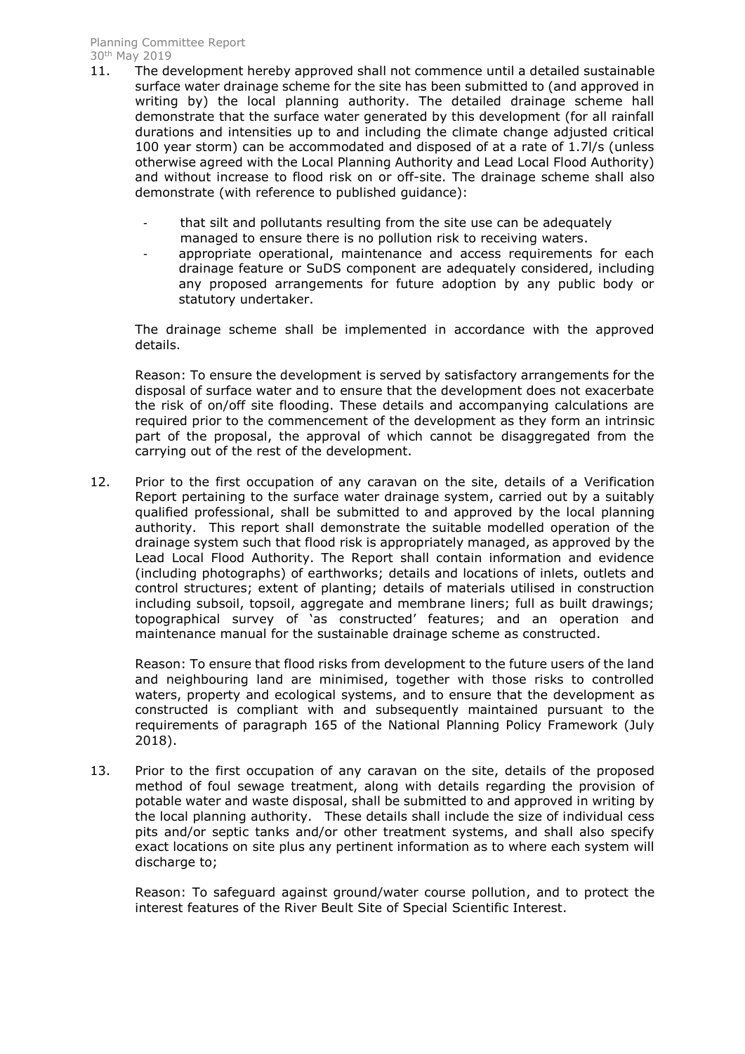11. The development hereby approved shall not commence until a detailed sustainable surface water drainage scheme for the site has been submitted to (and approved in writing by) the local planning authority. The detailed drainage scheme hall demonstrate that the surface water generated by this development (for all rainfall durations and intensities up to and including the climate change adjusted critical 100 year storm) can be accommodated and disposed of at a rate of 1.7l/s (unless otherwise agreed with the Local Planning Authority and Lead Local Flood Authority) and without increase to flood risk on or off-site. The drainage scheme shall also demonstrate (with reference to published guidance):

    - that silt and pollutants resulting from the site use can be adequately managed to ensure there is no pollution risk to receiving waters.
    - appropriate operational, maintenance and access requirements for each drainage feature or SuDS component are adequately considered, including any proposed arrangements for future adoption by any public body or statutory undertaker.

    The drainage scheme shall be implemented in accordance with the approved details.

    Reason: To ensure the development is served by satisfactory arrangements for the disposal of surface water and to ensure that the development does not exacerbate the risk of on/off site flooding. These details and accompanying calculations are required prior to the commencement of the development as they form an intrinsic part of the proposal, the approval of which cannot be disaggregated from the carrying out of the rest of the development.

12. Prior to the first occupation of any caravan on the site, details of a Verification Report pertaining to the surface water drainage system, carried out by a suitably qualified professional, shall be submitted to and approved by the local planning authority. This report shall demonstrate the suitable modelled operation of the drainage system such that flood risk is appropriately managed, as approved by the Lead Local Flood Authority. The Report shall contain information and evidence (including photographs) of earthworks; details and locations of inlets, outlets and control structures; extent of planting; details of materials utilised in construction including subsoil, topsoil, aggregate and membrane liners; full as built drawings; topographical survey of 'as constructed' features; and an operation and maintenance manual for the sustainable drainage scheme as constructed.

    Reason: To ensure that flood risks from development to the future users of the land and neighbouring land are minimised, together with those risks to controlled waters, property and ecological systems, and to ensure that the development as constructed is compliant with and subsequently maintained pursuant to the requirements of paragraph 165 of the National Planning Policy Framework (July 2018).

13. Prior to the first occupation of any caravan on the site, details of the proposed method of foul sewage treatment, along with details regarding the provision of potable water and waste disposal, shall be submitted to and approved in writing by the local planning authority. These details shall include the size of individual cess pits and/or septic tanks and/or other treatment systems, and shall also specify exact locations on site plus any pertinent information as to where each system will discharge to;

    Reason: To safeguard against ground/water course pollution, and to protect the interest features of the River Beult Site of Special Scientific Interest.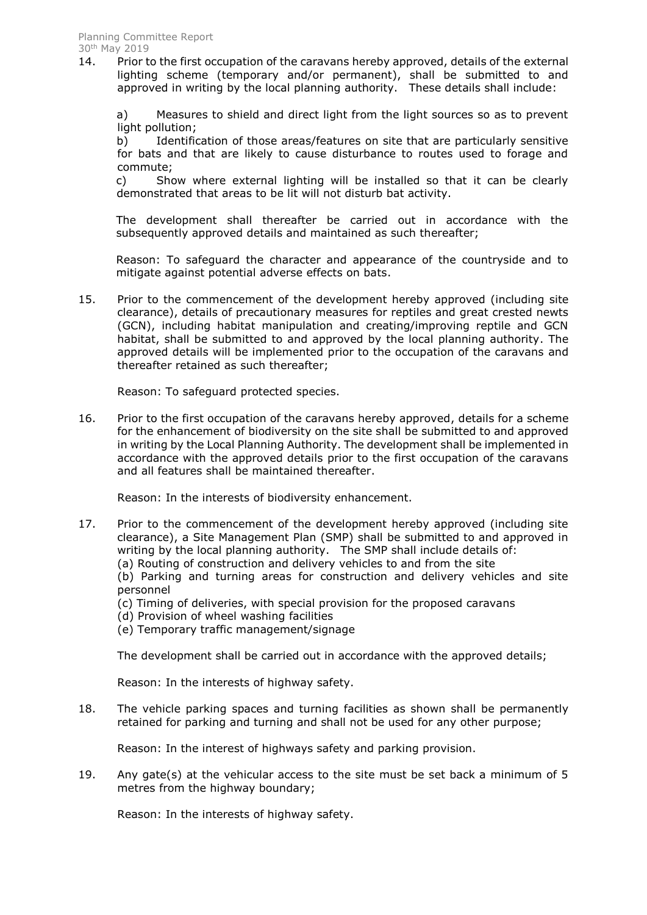14. Prior to the first occupation of the caravans hereby approved, details of the external lighting scheme (temporary and/or permanent), shall be submitted to and approved in writing by the local planning authority. These details shall include:

    a) Measures to shield and direct light from the light sources so as to prevent light pollution;
    b) Identification of those areas/features on site that are particularly sensitive for bats and that are likely to cause disturbance to routes used to forage and commute;
    c) Show where external lighting will be installed so that it can be clearly demonstrated that areas to be lit will not disturb bat activity.

    The development shall thereafter be carried out in accordance with the subsequently approved details and maintained as such thereafter;

    Reason: To safeguard the character and appearance of the countryside and to mitigate against potential adverse effects on bats.

15. Prior to the commencement of the development hereby approved (including site clearance), details of precautionary measures for reptiles and great crested newts (GCN), including habitat manipulation and creating/improving reptile and GCN habitat, shall be submitted to and approved by the local planning authority. The approved details will be implemented prior to the occupation of the caravans and thereafter retained as such thereafter;

    Reason: To safeguard protected species.

16. Prior to the first occupation of the caravans hereby approved, details for a scheme for the enhancement of biodiversity on the site shall be submitted to and approved in writing by the Local Planning Authority. The development shall be implemented in accordance with the approved details prior to the first occupation of the caravans and all features shall be maintained thereafter.

    Reason: In the interests of biodiversity enhancement.

17. Prior to the commencement of the development hereby approved (including site clearance), a Site Management Plan (SMP) shall be submitted to and approved in writing by the local planning authority. The SMP shall include details of:
    (a) Routing of construction and delivery vehicles to and from the site
    (b) Parking and turning areas for construction and delivery vehicles and site personnel
    (c) Timing of deliveries, with special provision for the proposed caravans
    (d) Provision of wheel washing facilities
    (e) Temporary traffic management/signage

    The development shall be carried out in accordance with the approved details;

    Reason: In the interests of highway safety.

18. The vehicle parking spaces and turning facilities as shown shall be permanently retained for parking and turning and shall not be used for any other purpose;

    Reason: In the interest of highways safety and parking provision.

19. Any gate(s) at the vehicular access to the site must be set back a minimum of 5 metres from the highway boundary;

    Reason: In the interests of highway safety.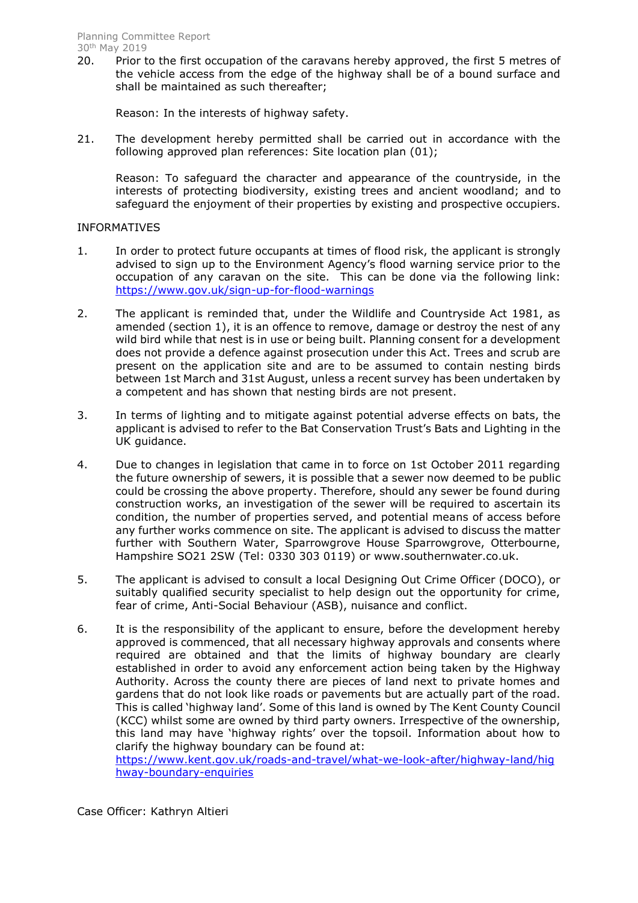20. Prior to the first occupation of the caravans hereby approved, the first 5 metres of the vehicle access from the edge of the highway shall be of a bound surface and shall be maintained as such thereafter;

    Reason: In the interests of highway safety.

21. The development hereby permitted shall be carried out in accordance with the following approved plan references: Site location plan (01);

    Reason: To safeguard the character and appearance of the countryside, in the interests of protecting biodiversity, existing trees and ancient woodland; and to safeguard the enjoyment of their properties by existing and prospective occupiers.

INFORMATIVES

1. In order to protect future occupants at times of flood risk, the applicant is strongly advised to sign up to the Environment Agency's flood warning service prior to the occupation of any caravan on the site. This can be done via the following link: https://www.gov.uk/sign-up-for-flood-warnings

2. The applicant is reminded that, under the Wildlife and Countryside Act 1981, as amended (section 1), it is an offence to remove, damage or destroy the nest of any wild bird while that nest is in use or being built. Planning consent for a development does not provide a defence against prosecution under this Act. Trees and scrub are present on the application site and are to be assumed to contain nesting birds between 1st March and 31st August, unless a recent survey has been undertaken by a competent and has shown that nesting birds are not present.

3. In terms of lighting and to mitigate against potential adverse effects on bats, the applicant is advised to refer to the Bat Conservation Trust's Bats and Lighting in the UK guidance.

4. Due to changes in legislation that came in to force on 1st October 2011 regarding the future ownership of sewers, it is possible that a sewer now deemed to be public could be crossing the above property. Therefore, should any sewer be found during construction works, an investigation of the sewer will be required to ascertain its condition, the number of properties served, and potential means of access before any further works commence on site. The applicant is advised to discuss the matter further with Southern Water, Sparrowgrove House Sparrowgrove, Otterbourne, Hampshire SO21 2SW (Tel: 0330 303 0119) or www.southernwater.co.uk.

5. The applicant is advised to consult a local Designing Out Crime Officer (DOCO), or suitably qualified security specialist to help design out the opportunity for crime, fear of crime, Anti-Social Behaviour (ASB), nuisance and conflict.

6. It is the responsibility of the applicant to ensure, before the development hereby approved is commenced, that all necessary highway approvals and consents where required are obtained and that the limits of highway boundary are clearly established in order to avoid any enforcement action being taken by the Highway Authority. Across the county there are pieces of land next to private homes and gardens that do not look like roads or pavements but are actually part of the road. This is called 'highway land'. Some of this land is owned by The Kent County Council (KCC) whilst some are owned by third party owners. Irrespective of the ownership, this land may have 'highway rights' over the topsoil. Information about how to clarify the highway boundary can be found at: https://www.kent.gov.uk/roads-and-travel/what-we-look-after/highway-land/highway-boundary-enquiries

Case Officer: Kathryn Altieri